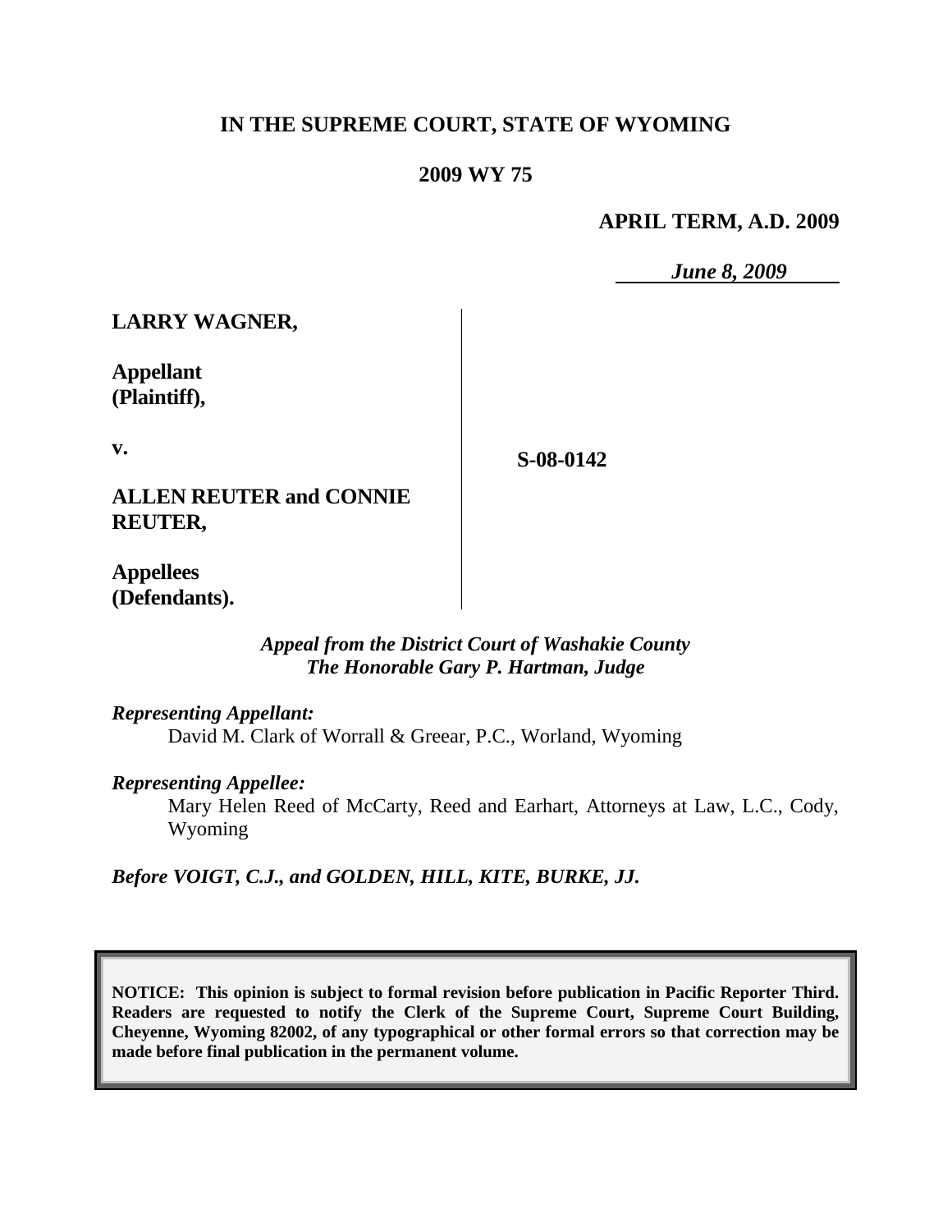# IN THE SUPREME COURT, STATE OF WYOMING

## 2009 WY 75

**APRIL TERM, A.D. 2009**

*June 8, 2009*

**LARRY WAGNER,**

**Appellant (Plaintiff),**

**v.**

**S-08-0142**

**ALLEN REUTER and CONNIE REUTER,**

**Appellees (Defendants).**

*Appeal from the District Court of Washakie County*
*The Honorable Gary P. Hartman, Judge*

*Representing Appellant:*

David M. Clark of Worrall & Greear, P.C., Worland, Wyoming

*Representing Appellee:*

Mary Helen Reed of McCarty, Reed and Earhart, Attorneys at Law, L.C., Cody, Wyoming

*Before VOIGT, C.J., and GOLDEN, HILL, KITE, BURKE, JJ.*

**NOTICE: This opinion is subject to formal revision before publication in Pacific Reporter Third. Readers are requested to notify the Clerk of the Supreme Court, Supreme Court Building, Cheyenne, Wyoming 82002, of any typographical or other formal errors so that correction may be made before final publication in the permanent volume.**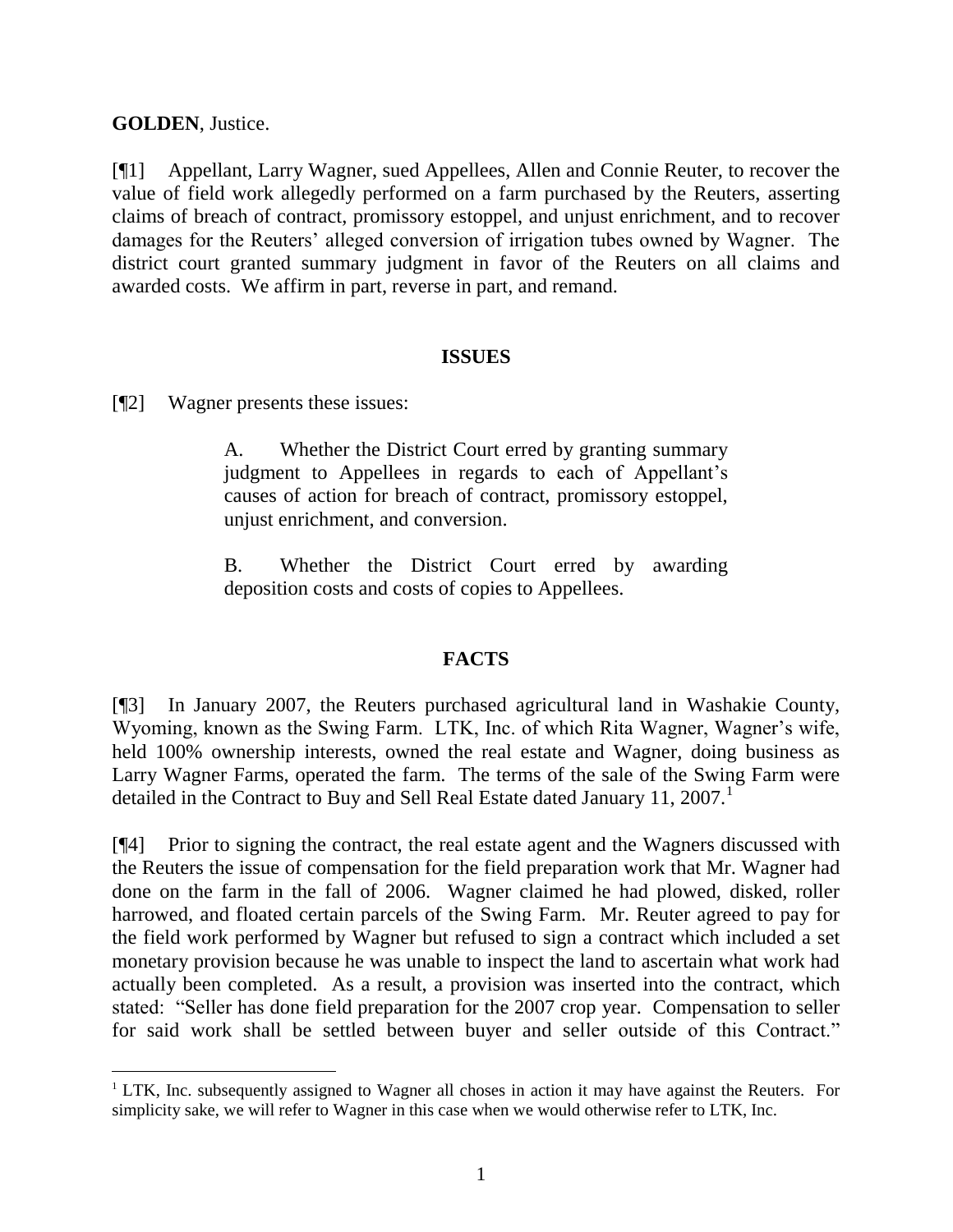**GOLDEN**, Justice.

[¶1] Appellant, Larry Wagner, sued Appellees, Allen and Connie Reuter, to recover the value of field work allegedly performed on a farm purchased by the Reuters, asserting claims of breach of contract, promissory estoppel, and unjust enrichment, and to recover damages for the Reuters' alleged conversion of irrigation tubes owned by Wagner. The district court granted summary judgment in favor of the Reuters on all claims and awarded costs. We affirm in part, reverse in part, and remand.

## ISSUES

[¶2] Wagner presents these issues:

> A. Whether the District Court erred by granting summary judgment to Appellees in regards to each of Appellant's causes of action for breach of contract, promissory estoppel, unjust enrichment, and conversion.
>
> B. Whether the District Court erred by awarding deposition costs and costs of copies to Appellees.

## FACTS

[¶3] In January 2007, the Reuters purchased agricultural land in Washakie County, Wyoming, known as the Swing Farm. LTK, Inc. of which Rita Wagner, Wagner's wife, held 100% ownership interests, owned the real estate and Wagner, doing business as Larry Wagner Farms, operated the farm. The terms of the sale of the Swing Farm were detailed in the Contract to Buy and Sell Real Estate dated January 11, 2007.[1]

[¶4] Prior to signing the contract, the real estate agent and the Wagners discussed with the Reuters the issue of compensation for the field preparation work that Mr. Wagner had done on the farm in the fall of 2006. Wagner claimed he had plowed, disked, roller harrowed, and floated certain parcels of the Swing Farm. Mr. Reuter agreed to pay for the field work performed by Wagner but refused to sign a contract which included a set monetary provision because he was unable to inspect the land to ascertain what work had actually been completed. As a result, a provision was inserted into the contract, which stated: "Seller has done field preparation for the 2007 crop year. Compensation to seller for said work shall be settled between buyer and seller outside of this Contract."

[1] LTK, Inc. subsequently assigned to Wagner all choses in action it may have against the Reuters. For simplicity sake, we will refer to Wagner in this case when we would otherwise refer to LTK, Inc.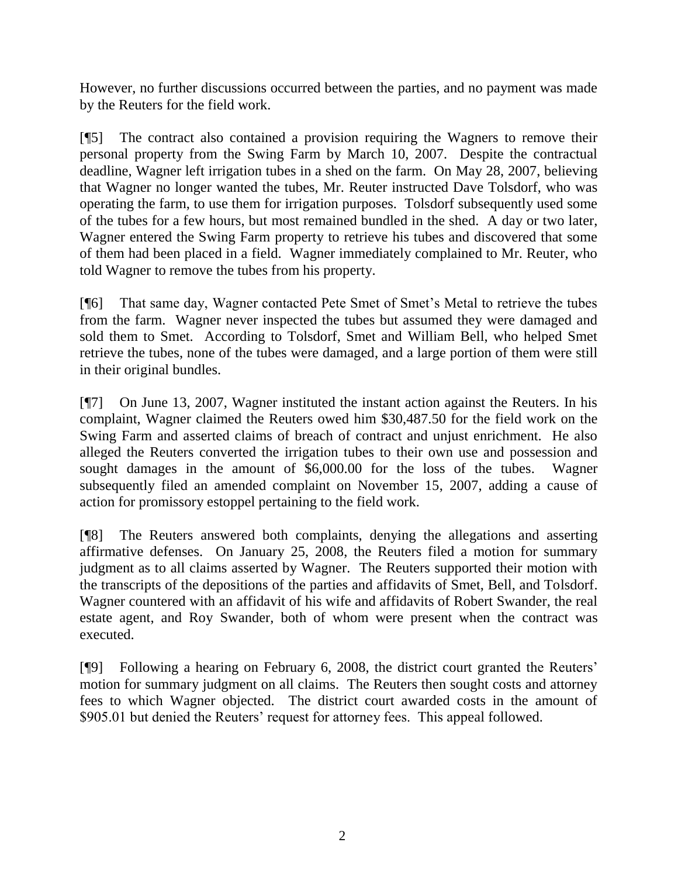However, no further discussions occurred between the parties, and no payment was made by the Reuters for the field work.

[¶5] The contract also contained a provision requiring the Wagners to remove their personal property from the Swing Farm by March 10, 2007. Despite the contractual deadline, Wagner left irrigation tubes in a shed on the farm. On May 28, 2007, believing that Wagner no longer wanted the tubes, Mr. Reuter instructed Dave Tolsdorf, who was operating the farm, to use them for irrigation purposes. Tolsdorf subsequently used some of the tubes for a few hours, but most remained bundled in the shed. A day or two later, Wagner entered the Swing Farm property to retrieve his tubes and discovered that some of them had been placed in a field. Wagner immediately complained to Mr. Reuter, who told Wagner to remove the tubes from his property.

[¶6] That same day, Wagner contacted Pete Smet of Smet's Metal to retrieve the tubes from the farm. Wagner never inspected the tubes but assumed they were damaged and sold them to Smet. According to Tolsdorf, Smet and William Bell, who helped Smet retrieve the tubes, none of the tubes were damaged, and a large portion of them were still in their original bundles.

[¶7] On June 13, 2007, Wagner instituted the instant action against the Reuters. In his complaint, Wagner claimed the Reuters owed him $30,487.50 for the field work on the Swing Farm and asserted claims of breach of contract and unjust enrichment. He also alleged the Reuters converted the irrigation tubes to their own use and possession and sought damages in the amount of $6,000.00 for the loss of the tubes. Wagner subsequently filed an amended complaint on November 15, 2007, adding a cause of action for promissory estoppel pertaining to the field work.

[¶8] The Reuters answered both complaints, denying the allegations and asserting affirmative defenses. On January 25, 2008, the Reuters filed a motion for summary judgment as to all claims asserted by Wagner. The Reuters supported their motion with the transcripts of the depositions of the parties and affidavits of Smet, Bell, and Tolsdorf. Wagner countered with an affidavit of his wife and affidavits of Robert Swander, the real estate agent, and Roy Swander, both of whom were present when the contract was executed.

[¶9] Following a hearing on February 6, 2008, the district court granted the Reuters' motion for summary judgment on all claims. The Reuters then sought costs and attorney fees to which Wagner objected. The district court awarded costs in the amount of $905.01 but denied the Reuters' request for attorney fees. This appeal followed.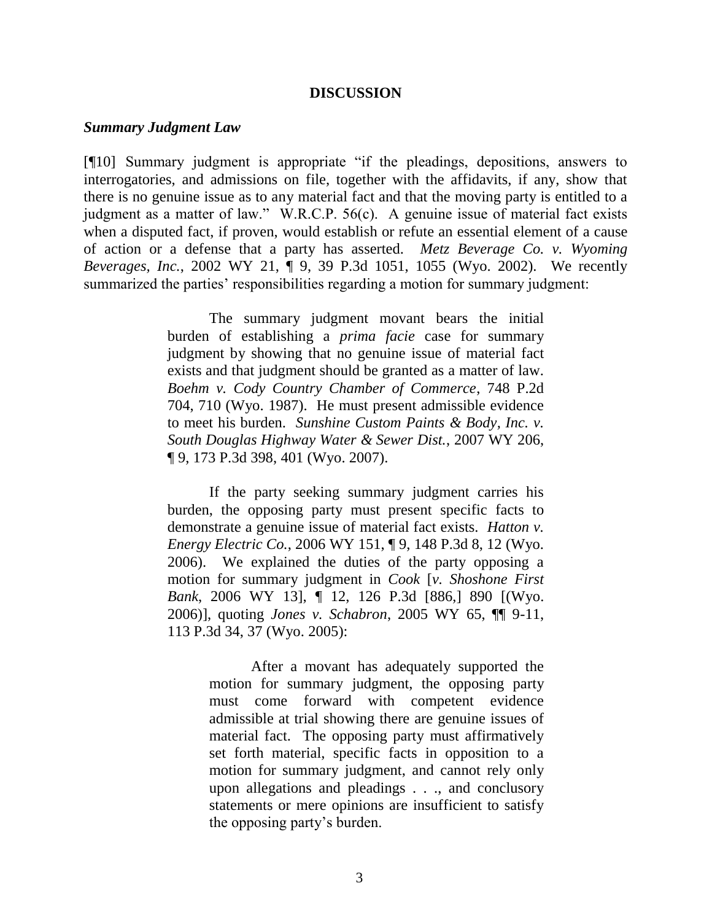## DISCUSSION

### *Summary Judgment Law*

[¶10] Summary judgment is appropriate "if the pleadings, depositions, answers to interrogatories, and admissions on file, together with the affidavits, if any, show that there is no genuine issue as to any material fact and that the moving party is entitled to a judgment as a matter of law." W.R.C.P. 56(c). A genuine issue of material fact exists when a disputed fact, if proven, would establish or refute an essential element of a cause of action or a defense that a party has asserted. *Metz Beverage Co. v. Wyoming Beverages, Inc.*, 2002 WY 21, ¶ 9, 39 P.3d 1051, 1055 (Wyo. 2002). We recently summarized the parties' responsibilities regarding a motion for summary judgment:

> The summary judgment movant bears the initial burden of establishing a *prima facie* case for summary judgment by showing that no genuine issue of material fact exists and that judgment should be granted as a matter of law. *Boehm v. Cody Country Chamber of Commerce*, 748 P.2d 704, 710 (Wyo. 1987). He must present admissible evidence to meet his burden. *Sunshine Custom Paints & Body, Inc. v. South Douglas Highway Water & Sewer Dist.*, 2007 WY 206, ¶ 9, 173 P.3d 398, 401 (Wyo. 2007).
>
> If the party seeking summary judgment carries his burden, the opposing party must present specific facts to demonstrate a genuine issue of material fact exists. *Hatton v. Energy Electric Co.*, 2006 WY 151, ¶ 9, 148 P.3d 8, 12 (Wyo. 2006). We explained the duties of the party opposing a motion for summary judgment in *Cook* [*v. Shoshone First Bank*, 2006 WY 13], ¶ 12, 126 P.3d [886,] 890 [(Wyo. 2006)], quoting *Jones v. Schabron*, 2005 WY 65, ¶¶ 9-11, 113 P.3d 34, 37 (Wyo. 2005):
>
> > After a movant has adequately supported the motion for summary judgment, the opposing party must come forward with competent evidence admissible at trial showing there are genuine issues of material fact. The opposing party must affirmatively set forth material, specific facts in opposition to a motion for summary judgment, and cannot rely only upon allegations and pleadings . . ., and conclusory statements or mere opinions are insufficient to satisfy the opposing party's burden.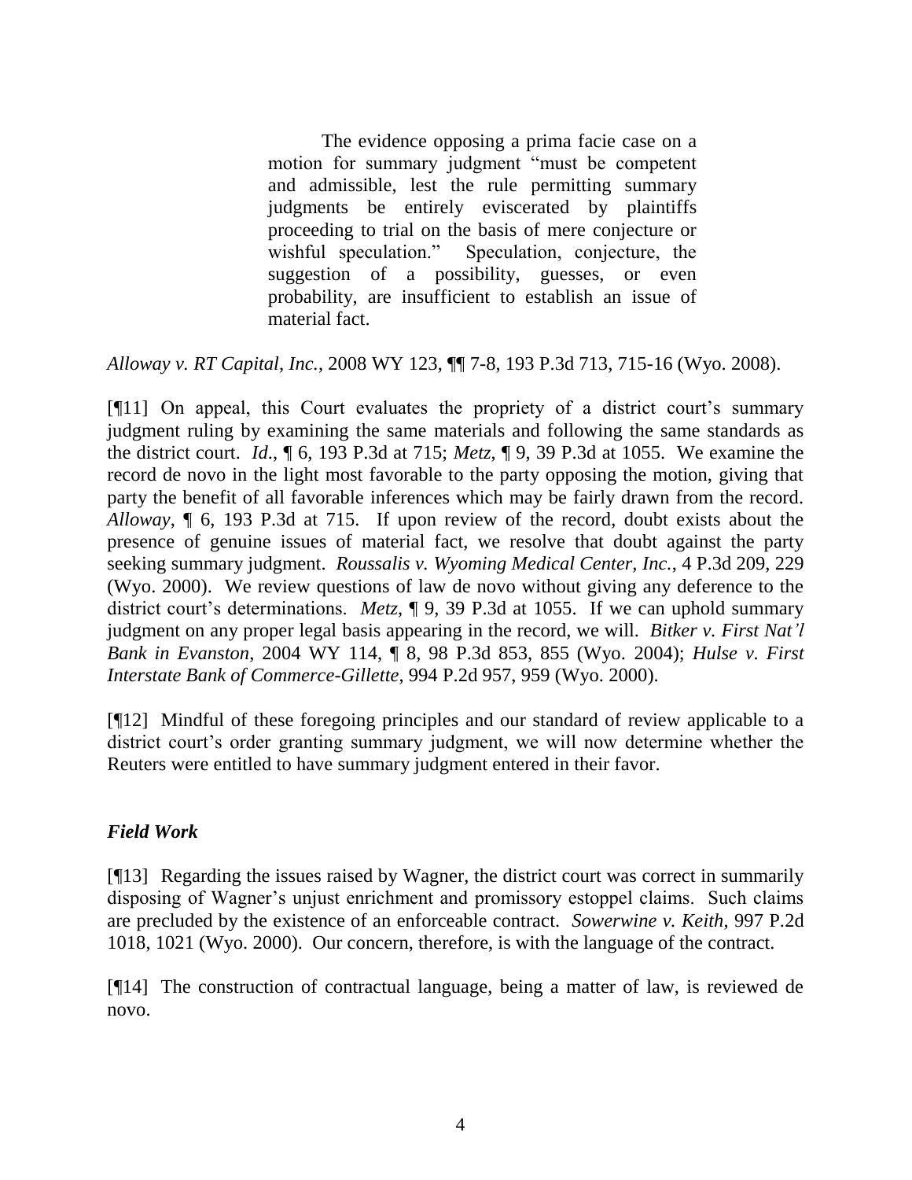> The evidence opposing a prima facie case on a motion for summary judgment "must be competent and admissible, lest the rule permitting summary judgments be entirely eviscerated by plaintiffs proceeding to trial on the basis of mere conjecture or wishful speculation." Speculation, conjecture, the suggestion of a possibility, guesses, or even probability, are insufficient to establish an issue of material fact.

*Alloway v. RT Capital, Inc.*, 2008 WY 123, ¶¶ 7-8, 193 P.3d 713, 715-16 (Wyo. 2008).

[¶11] On appeal, this Court evaluates the propriety of a district court's summary judgment ruling by examining the same materials and following the same standards as the district court. *Id*., ¶ 6, 193 P.3d at 715; *Metz*, ¶ 9, 39 P.3d at 1055. We examine the record de novo in the light most favorable to the party opposing the motion, giving that party the benefit of all favorable inferences which may be fairly drawn from the record. *Alloway*, ¶ 6, 193 P.3d at 715. If upon review of the record, doubt exists about the presence of genuine issues of material fact, we resolve that doubt against the party seeking summary judgment. *Roussalis v. Wyoming Medical Center, Inc.*, 4 P.3d 209, 229 (Wyo. 2000). We review questions of law de novo without giving any deference to the district court's determinations. *Metz*, ¶ 9, 39 P.3d at 1055. If we can uphold summary judgment on any proper legal basis appearing in the record, we will. *Bitker v. First Nat'l Bank in Evanston*, 2004 WY 114, ¶ 8, 98 P.3d 853, 855 (Wyo. 2004); *Hulse v. First Interstate Bank of Commerce-Gillette*, 994 P.2d 957, 959 (Wyo. 2000).

[¶12] Mindful of these foregoing principles and our standard of review applicable to a district court's order granting summary judgment, we will now determine whether the Reuters were entitled to have summary judgment entered in their favor.

### *Field Work*

[¶13] Regarding the issues raised by Wagner, the district court was correct in summarily disposing of Wagner's unjust enrichment and promissory estoppel claims. Such claims are precluded by the existence of an enforceable contract. *Sowerwine v. Keith*, 997 P.2d 1018, 1021 (Wyo. 2000). Our concern, therefore, is with the language of the contract.

[¶14] The construction of contractual language, being a matter of law, is reviewed de novo.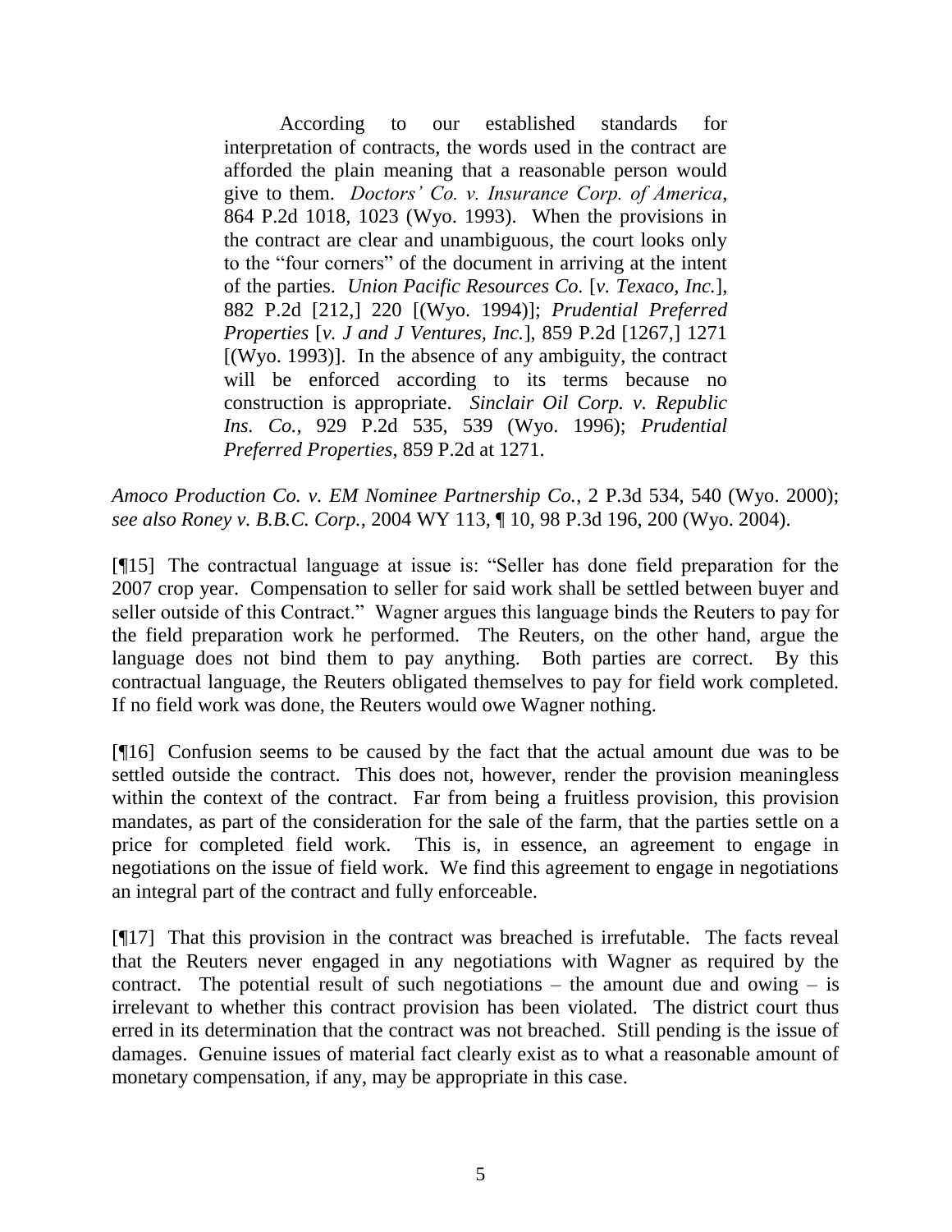> According to our established standards for interpretation of contracts, the words used in the contract are afforded the plain meaning that a reasonable person would give to them. *Doctors' Co. v. Insurance Corp. of America*, 864 P.2d 1018, 1023 (Wyo. 1993). When the provisions in the contract are clear and unambiguous, the court looks only to the "four corners" of the document in arriving at the intent of the parties. *Union Pacific Resources Co.* [*v. Texaco, Inc.*], 882 P.2d [212,] 220 [(Wyo. 1994)]; *Prudential Preferred Properties* [*v. J and J Ventures, Inc.*], 859 P.2d [1267,] 1271 [(Wyo. 1993)]. In the absence of any ambiguity, the contract will be enforced according to its terms because no construction is appropriate. *Sinclair Oil Corp. v. Republic Ins. Co.*, 929 P.2d 535, 539 (Wyo. 1996); *Prudential Preferred Properties*, 859 P.2d at 1271.

*Amoco Production Co. v. EM Nominee Partnership Co.*, 2 P.3d 534, 540 (Wyo. 2000); *see also Roney v. B.B.C. Corp.*, 2004 WY 113, ¶ 10, 98 P.3d 196, 200 (Wyo. 2004).

[¶15] The contractual language at issue is: "Seller has done field preparation for the 2007 crop year. Compensation to seller for said work shall be settled between buyer and seller outside of this Contract." Wagner argues this language binds the Reuters to pay for the field preparation work he performed. The Reuters, on the other hand, argue the language does not bind them to pay anything. Both parties are correct. By this contractual language, the Reuters obligated themselves to pay for field work completed. If no field work was done, the Reuters would owe Wagner nothing.

[¶16] Confusion seems to be caused by the fact that the actual amount due was to be settled outside the contract. This does not, however, render the provision meaningless within the context of the contract. Far from being a fruitless provision, this provision mandates, as part of the consideration for the sale of the farm, that the parties settle on a price for completed field work. This is, in essence, an agreement to engage in negotiations on the issue of field work. We find this agreement to engage in negotiations an integral part of the contract and fully enforceable.

[¶17] That this provision in the contract was breached is irrefutable. The facts reveal that the Reuters never engaged in any negotiations with Wagner as required by the contract. The potential result of such negotiations – the amount due and owing – is irrelevant to whether this contract provision has been violated. The district court thus erred in its determination that the contract was not breached. Still pending is the issue of damages. Genuine issues of material fact clearly exist as to what a reasonable amount of monetary compensation, if any, may be appropriate in this case.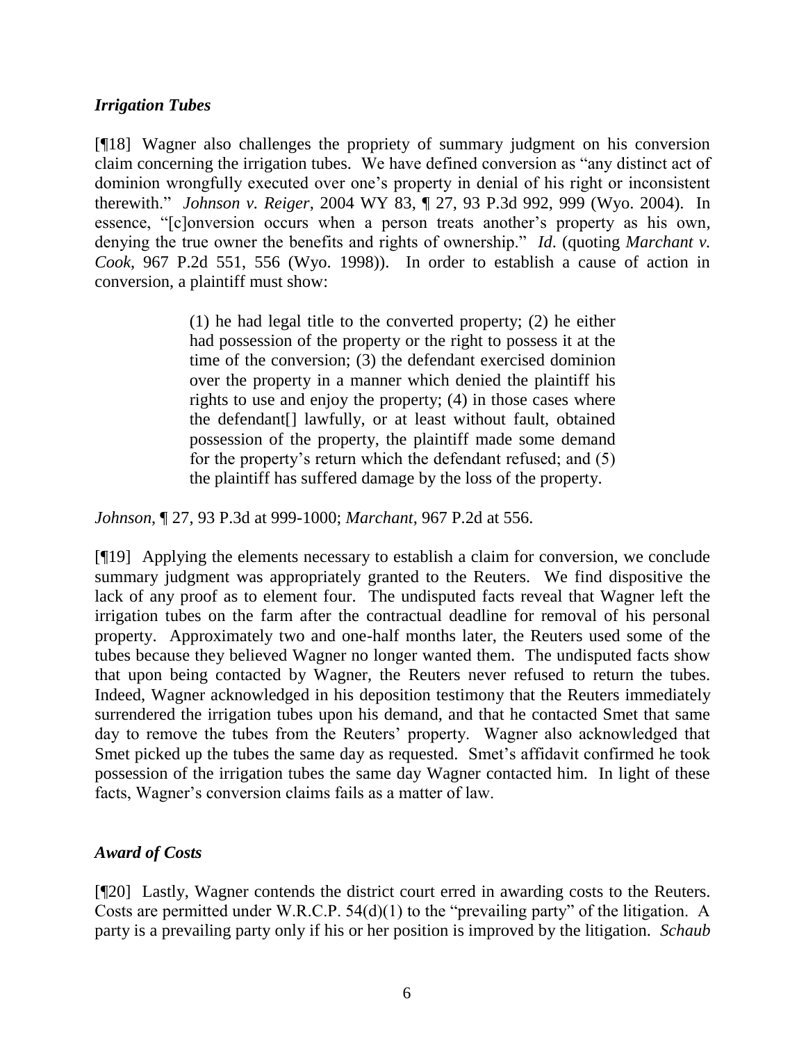### *Irrigation Tubes*

[¶18] Wagner also challenges the propriety of summary judgment on his conversion claim concerning the irrigation tubes. We have defined conversion as "any distinct act of dominion wrongfully executed over one's property in denial of his right or inconsistent therewith." *Johnson v. Reiger*, 2004 WY 83, ¶ 27, 93 P.3d 992, 999 (Wyo. 2004). In essence, "[c]onversion occurs when a person treats another's property as his own, denying the true owner the benefits and rights of ownership." *Id*. (quoting *Marchant v. Cook*, 967 P.2d 551, 556 (Wyo. 1998)). In order to establish a cause of action in conversion, a plaintiff must show:

> (1) he had legal title to the converted property; (2) he either had possession of the property or the right to possess it at the time of the conversion; (3) the defendant exercised dominion over the property in a manner which denied the plaintiff his rights to use and enjoy the property; (4) in those cases where the defendant[] lawfully, or at least without fault, obtained possession of the property, the plaintiff made some demand for the property's return which the defendant refused; and (5) the plaintiff has suffered damage by the loss of the property.

*Johnson*, ¶ 27, 93 P.3d at 999-1000; *Marchant*, 967 P.2d at 556.

[¶19] Applying the elements necessary to establish a claim for conversion, we conclude summary judgment was appropriately granted to the Reuters. We find dispositive the lack of any proof as to element four. The undisputed facts reveal that Wagner left the irrigation tubes on the farm after the contractual deadline for removal of his personal property. Approximately two and one-half months later, the Reuters used some of the tubes because they believed Wagner no longer wanted them. The undisputed facts show that upon being contacted by Wagner, the Reuters never refused to return the tubes. Indeed, Wagner acknowledged in his deposition testimony that the Reuters immediately surrendered the irrigation tubes upon his demand, and that he contacted Smet that same day to remove the tubes from the Reuters' property. Wagner also acknowledged that Smet picked up the tubes the same day as requested. Smet's affidavit confirmed he took possession of the irrigation tubes the same day Wagner contacted him. In light of these facts, Wagner's conversion claims fails as a matter of law.

### *Award of Costs*

[¶20] Lastly, Wagner contends the district court erred in awarding costs to the Reuters. Costs are permitted under W.R.C.P. 54(d)(1) to the "prevailing party" of the litigation. A party is a prevailing party only if his or her position is improved by the litigation. *Schaub*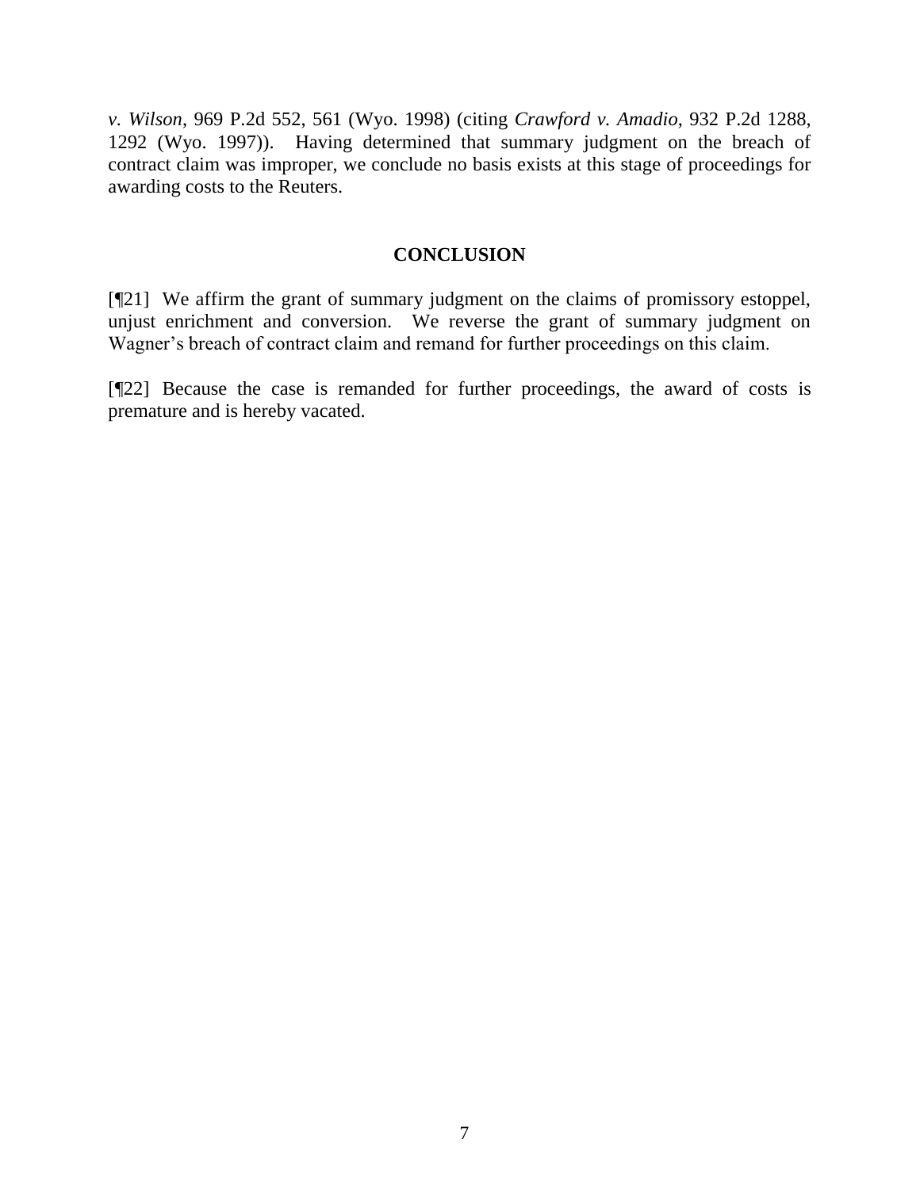*v. Wilson*, 969 P.2d 552, 561 (Wyo. 1998) (citing *Crawford v. Amadio*, 932 P.2d 1288, 1292 (Wyo. 1997)). Having determined that summary judgment on the breach of contract claim was improper, we conclude no basis exists at this stage of proceedings for awarding costs to the Reuters.

## CONCLUSION

[¶21] We affirm the grant of summary judgment on the claims of promissory estoppel, unjust enrichment and conversion. We reverse the grant of summary judgment on Wagner's breach of contract claim and remand for further proceedings on this claim.

[¶22] Because the case is remanded for further proceedings, the award of costs is premature and is hereby vacated.